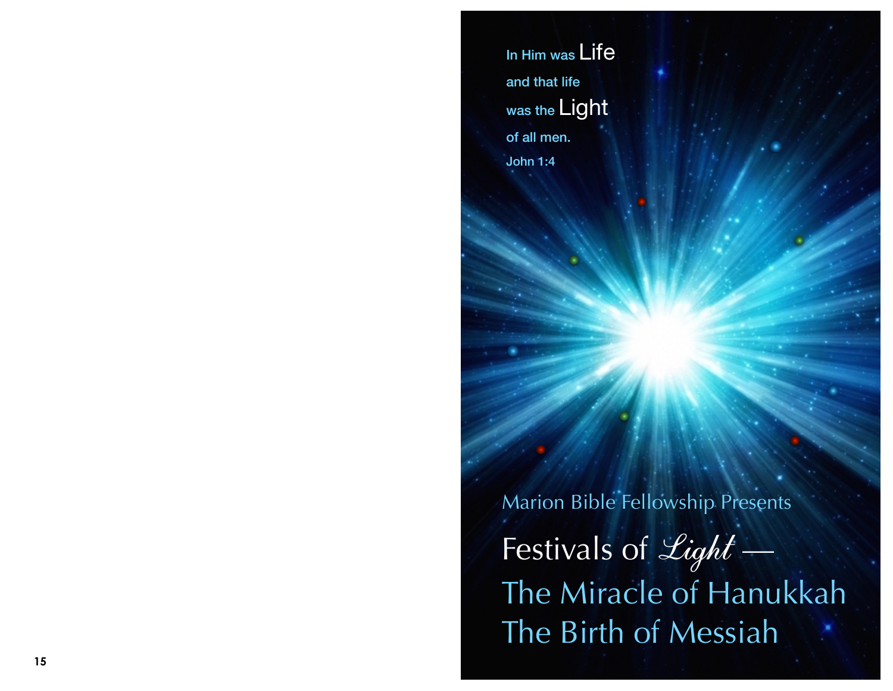In Him was Life
and that life
was the Light
of all men.
John 1:4

Marion Bible Fellowship Presents

# Festivals of *Light* —

## The Miracle of Hanukkah
## The Birth of Messiah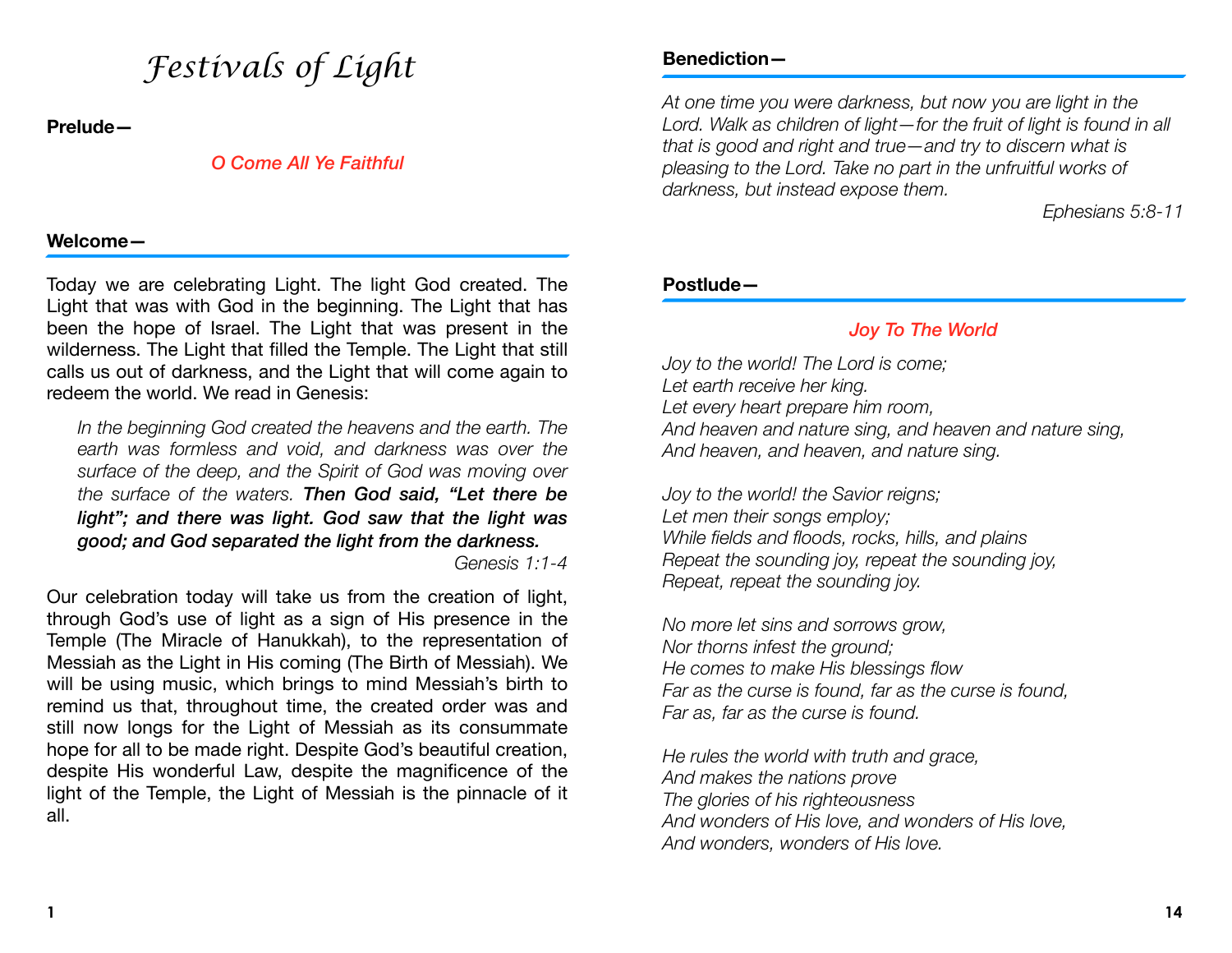# *Festivals of Light*

**Prelude—**

*O Come All Ye Faithful*

**Welcome—**

Today we are celebrating Light. The light God created. The Light that was with God in the beginning. The Light that has been the hope of Israel. The Light that was present in the wilderness. The Light that filled the Temple. The Light that still calls us out of darkness, and the Light that will come again to redeem the world. We read in Genesis:

> *In the beginning God created the heavens and the earth. The earth was formless and void, and darkness was over the surface of the deep, and the Spirit of God was moving over the surface of the waters.* ***Then God said, "Let there be light"; and there was light. God saw that the light was good; and God separated the light from the darkness.***
>
> *Genesis 1:1-4*

Our celebration today will take us from the creation of light, through God's use of light as a sign of His presence in the Temple (The Miracle of Hanukkah), to the representation of Messiah as the Light in His coming (The Birth of Messiah). We will be using music, which brings to mind Messiah's birth to remind us that, throughout time, the created order was and still now longs for the Light of Messiah as its consummate hope for all to be made right. Despite God's beautiful creation, despite His wonderful Law, despite the magnificence of the light of the Temple, the Light of Messiah is the pinnacle of it all.

**Benediction—**

*At one time you were darkness, but now you are light in the Lord. Walk as children of light—for the fruit of light is found in all that is good and right and true—and try to discern what is pleasing to the Lord. Take no part in the unfruitful works of darkness, but instead expose them.*

*Ephesians 5:8-11*

**Postlude—**

*Joy To The World*

*Joy to the world! The Lord is come;*
*Let earth receive her king.*
*Let every heart prepare him room,*
*And heaven and nature sing, and heaven and nature sing,*
*And heaven, and heaven, and nature sing.*

*Joy to the world! the Savior reigns;*
*Let men their songs employ;*
*While fields and floods, rocks, hills, and plains*
*Repeat the sounding joy, repeat the sounding joy,*
*Repeat, repeat the sounding joy.*

*No more let sins and sorrows grow,*
*Nor thorns infest the ground;*
*He comes to make His blessings flow*
*Far as the curse is found, far as the curse is found,*
*Far as, far as the curse is found.*

*He rules the world with truth and grace,*
*And makes the nations prove*
*The glories of his righteousness*
*And wonders of His love, and wonders of His love,*
*And wonders, wonders of His love.*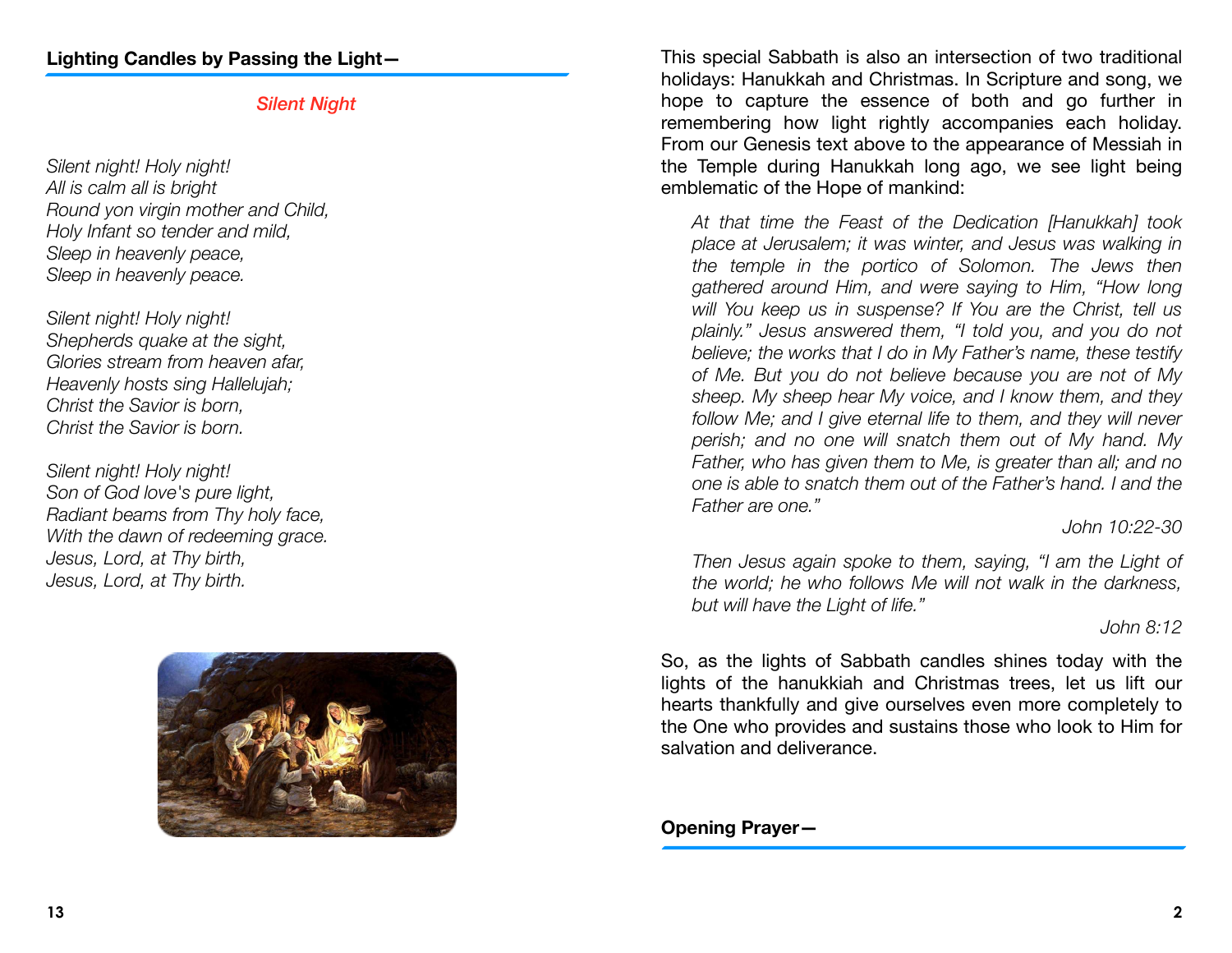**Lighting Candles by Passing the Light—**

*Silent Night*

*Silent night! Holy night!*
*All is calm all is bright*
*Round yon virgin mother and Child,*
*Holy Infant so tender and mild,*
*Sleep in heavenly peace,*
*Sleep in heavenly peace.*

*Silent night! Holy night!*
*Shepherds quake at the sight,*
*Glories stream from heaven afar,*
*Heavenly hosts sing Hallelujah;*
*Christ the Savior is born,*
*Christ the Savior is born.*

*Silent night! Holy night!*
*Son of God love's pure light,*
*Radiant beams from Thy holy face,*
*With the dawn of redeeming grace.*
*Jesus, Lord, at Thy birth,*
*Jesus, Lord, at Thy birth.*

This special Sabbath is also an intersection of two traditional holidays: Hanukkah and Christmas. In Scripture and song, we hope to capture the essence of both and go further in remembering how light rightly accompanies each holiday. From our Genesis text above to the appearance of Messiah in the Temple during Hanukkah long ago, we see light being emblematic of the Hope of mankind:

> *At that time the Feast of the Dedication [Hanukkah] took place at Jerusalem; it was winter, and Jesus was walking in the temple in the portico of Solomon. The Jews then gathered around Him, and were saying to Him, "How long will You keep us in suspense? If You are the Christ, tell us plainly." Jesus answered them, "I told you, and you do not believe; the works that I do in My Father's name, these testify of Me. But you do not believe because you are not of My sheep. My sheep hear My voice, and I know them, and they follow Me; and I give eternal life to them, and they will never perish; and no one will snatch them out of My hand. My Father, who has given them to Me, is greater than all; and no one is able to snatch them out of the Father's hand. I and the Father are one."*
>
> *John 10:22-30*

> *Then Jesus again spoke to them, saying, "I am the Light of the world; he who follows Me will not walk in the darkness, but will have the Light of life."*
>
> *John 8:12*

So, as the lights of Sabbath candles shines today with the lights of the hanukkiah and Christmas trees, let us lift our hearts thankfully and give ourselves even more completely to the One who provides and sustains those who look to Him for salvation and deliverance.

**Opening Prayer—**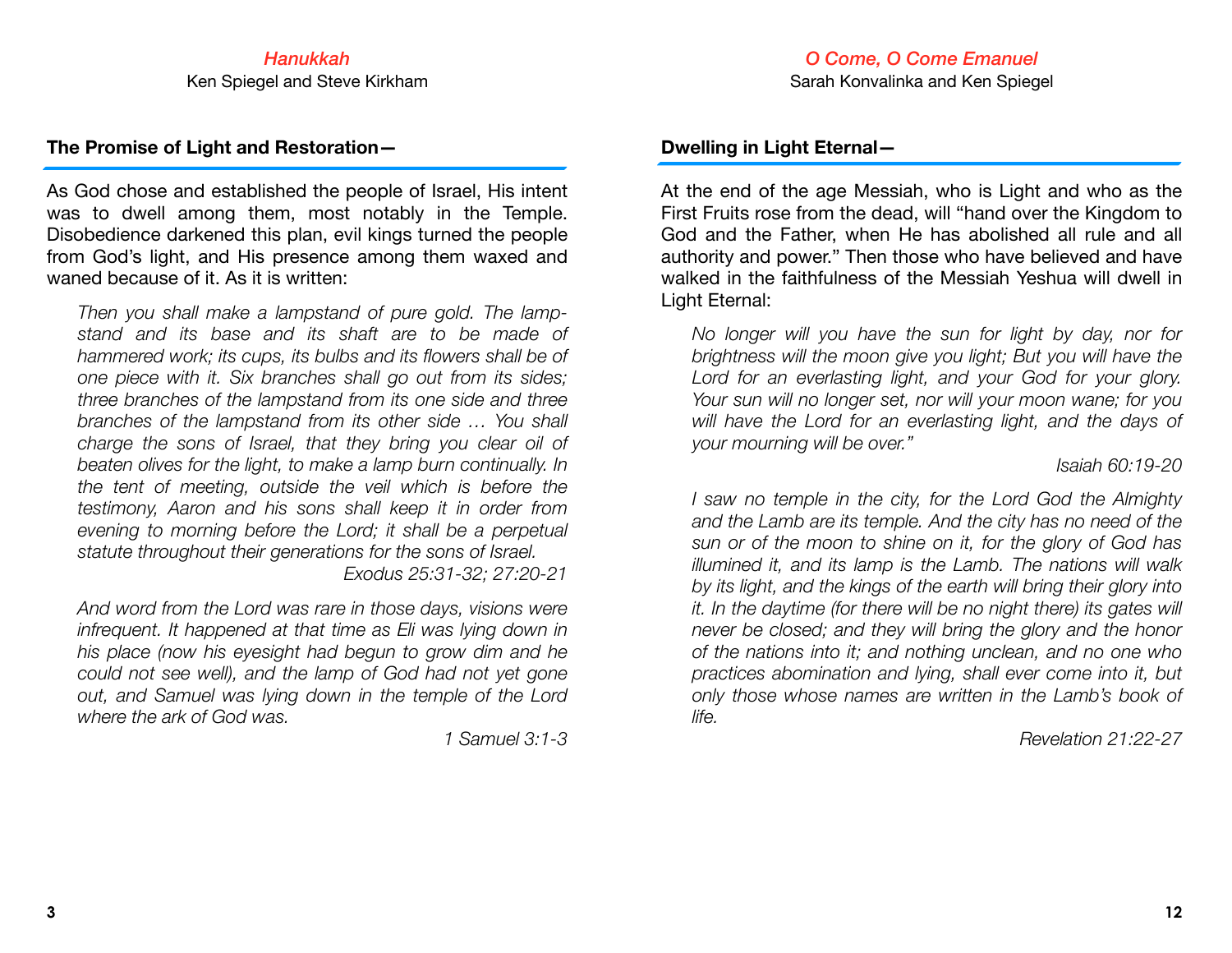## *Hanukkah*

Ken Spiegel and Steve Kirkham

### The Promise of Light and Restoration—

As God chose and established the people of Israel, His intent was to dwell among them, most notably in the Temple. Disobedience darkened this plan, evil kings turned the people from God's light, and His presence among them waxed and waned because of it. As it is written:

> *Then you shall make a lampstand of pure gold. The lampstand and its base and its shaft are to be made of hammered work; its cups, its bulbs and its flowers shall be of one piece with it. Six branches shall go out from its sides; three branches of the lampstand from its one side and three branches of the lampstand from its other side … You shall charge the sons of Israel, that they bring you clear oil of beaten olives for the light, to make a lamp burn continually. In the tent of meeting, outside the veil which is before the testimony, Aaron and his sons shall keep it in order from evening to morning before the Lord; it shall be a perpetual statute throughout their generations for the sons of Israel.*
>
> *Exodus 25:31-32; 27:20-21*

> *And word from the Lord was rare in those days, visions were infrequent. It happened at that time as Eli was lying down in his place (now his eyesight had begun to grow dim and he could not see well), and the lamp of God had not yet gone out, and Samuel was lying down in the temple of the Lord where the ark of God was.*
>
> *1 Samuel 3:1-3*

## *O Come, O Come Emanuel*

Sarah Konvalinka and Ken Spiegel

### Dwelling in Light Eternal—

At the end of the age Messiah, who is Light and who as the First Fruits rose from the dead, will "hand over the Kingdom to God and the Father, when He has abolished all rule and all authority and power." Then those who have believed and have walked in the faithfulness of the Messiah Yeshua will dwell in Light Eternal:

> *No longer will you have the sun for light by day, nor for brightness will the moon give you light; But you will have the Lord for an everlasting light, and your God for your glory. Your sun will no longer set, nor will your moon wane; for you will have the Lord for an everlasting light, and the days of your mourning will be over."*
>
> *Isaiah 60:19-20*

> *I saw no temple in the city, for the Lord God the Almighty and the Lamb are its temple. And the city has no need of the sun or of the moon to shine on it, for the glory of God has illumined it, and its lamp is the Lamb. The nations will walk by its light, and the kings of the earth will bring their glory into it. In the daytime (for there will be no night there) its gates will never be closed; and they will bring the glory and the honor of the nations into it; and nothing unclean, and no one who practices abomination and lying, shall ever come into it, but only those whose names are written in the Lamb's book of life.*
>
> *Revelation 21:22-27*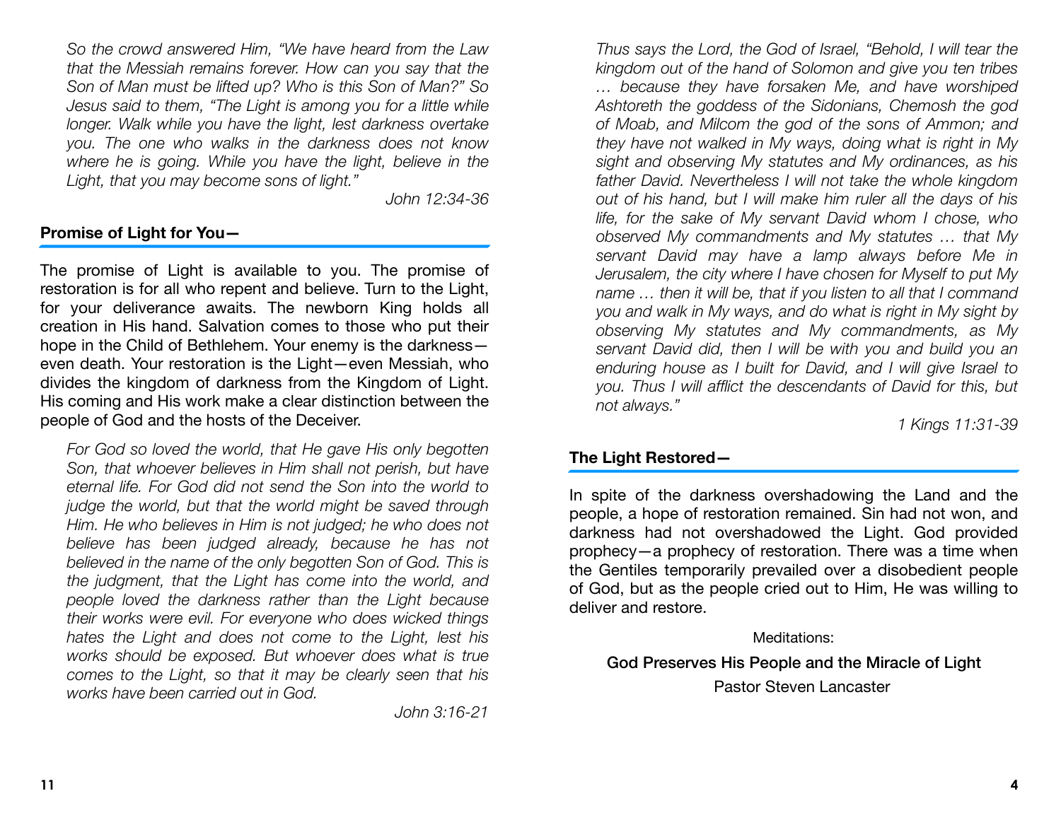*So the crowd answered Him, "We have heard from the Law that the Messiah remains forever. How can you say that the Son of Man must be lifted up? Who is this Son of Man?" So Jesus said to them, "The Light is among you for a little while longer. Walk while you have the light, lest darkness overtake you. The one who walks in the darkness does not know where he is going. While you have the light, believe in the Light, that you may become sons of light."*

*John 12:34-36*

### Promise of Light for You—

The promise of Light is available to you. The promise of restoration is for all who repent and believe. Turn to the Light, for your deliverance awaits. The newborn King holds all creation in His hand. Salvation comes to those who put their hope in the Child of Bethlehem. Your enemy is the darkness—even death. Your restoration is the Light—even Messiah, who divides the kingdom of darkness from the Kingdom of Light. His coming and His work make a clear distinction between the people of God and the hosts of the Deceiver.

*For God so loved the world, that He gave His only begotten Son, that whoever believes in Him shall not perish, but have eternal life. For God did not send the Son into the world to judge the world, but that the world might be saved through Him. He who believes in Him is not judged; he who does not believe has been judged already, because he has not believed in the name of the only begotten Son of God. This is the judgment, that the Light has come into the world, and people loved the darkness rather than the Light because their works were evil. For everyone who does wicked things hates the Light and does not come to the Light, lest his works should be exposed. But whoever does what is true comes to the Light, so that it may be clearly seen that his works have been carried out in God.*

*John 3:16-21*

*Thus says the Lord, the God of Israel, "Behold, I will tear the kingdom out of the hand of Solomon and give you ten tribes … because they have forsaken Me, and have worshiped Ashtoreth the goddess of the Sidonians, Chemosh the god of Moab, and Milcom the god of the sons of Ammon; and they have not walked in My ways, doing what is right in My sight and observing My statutes and My ordinances, as his father David. Nevertheless I will not take the whole kingdom out of his hand, but I will make him ruler all the days of his life, for the sake of My servant David whom I chose, who observed My commandments and My statutes … that My servant David may have a lamp always before Me in Jerusalem, the city where I have chosen for Myself to put My name … then it will be, that if you listen to all that I command you and walk in My ways, and do what is right in My sight by observing My statutes and My commandments, as My servant David did, then I will be with you and build you an enduring house as I built for David, and I will give Israel to you. Thus I will afflict the descendants of David for this, but not always."*

*1 Kings 11:31-39*

### The Light Restored—

In spite of the darkness overshadowing the Land and the people, a hope of restoration remained. Sin had not won, and darkness had not overshadowed the Light. God provided prophecy—a prophecy of restoration. There was a time when the Gentiles temporarily prevailed over a disobedient people of God, but as the people cried out to Him, He was willing to deliver and restore.

Meditations:

God Preserves His People and the Miracle of Light

Pastor Steven Lancaster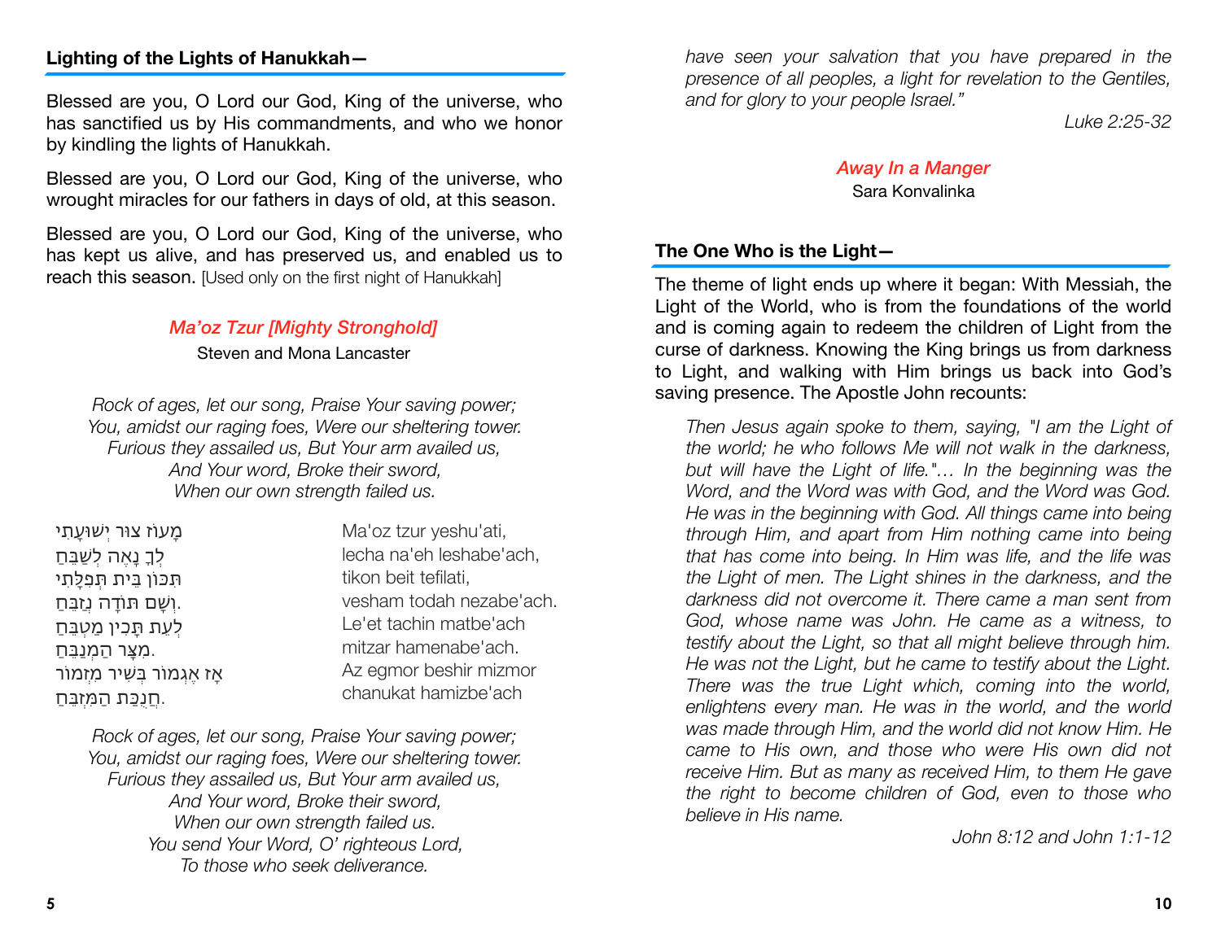## Lighting of the Lights of Hanukkah—

Blessed are you, O Lord our God, King of the universe, who has sanctified us by His commandments, and who we honor by kindling the lights of Hanukkah.

Blessed are you, O Lord our God, King of the universe, who wrought miracles for our fathers in days of old, at this season.

Blessed are you, O Lord our God, King of the universe, who has kept us alive, and has preserved us, and enabled us to reach this season. [Used only on the first night of Hanukkah]

***Ma'oz Tzur [Mighty Stronghold]***

Steven and Mona Lancaster

*Rock of ages, let our song, Praise Your saving power;*
*You, amidst our raging foes, Were our sheltering tower.*
*Furious they assailed us, But Your arm availed us,*
*And Your word, Broke their sword,*
*When our own strength failed us.*

| | |
|---|---|
| מָעוֹז צוּר יְשׁוּעָתִי | Ma'oz tzur yeshu'ati, |
| לְךָ נָאֶה לְשַׁבֵּחַ | lecha na'eh leshabe'ach, |
| תִּכּוֹן בֵּית תְּפִלָּתִי | tikon beit tefilati, |
| וְשָׁם תּוֹדָה נְזַבֵּחַ. | vesham todah nezabe'ach. |
| לְעֵת תָּכִין מַטְבֵּחַ | Le'et tachin matbe'ach |
| מִצָּר הַמְנַבֵּחַ. | mitzar hamenabe'ach. |
| אָז אֶגְמוֹר בְּשִׁיר מִזְמוֹר | Az egmor beshir mizmor |
| חֲנֻכַּת הַמִּזְבֵּחַ. | chanukat hamizbe'ach |

*Rock of ages, let our song, Praise Your saving power;*
*You, amidst our raging foes, Were our sheltering tower.*
*Furious they assailed us, But Your arm availed us,*
*And Your word, Broke their sword,*
*When our own strength failed us.*
*You send Your Word, O' righteous Lord,*
*To those who seek deliverance.*

*have seen your salvation that you have prepared in the presence of all peoples, a light for revelation to the Gentiles, and for glory to your people Israel."*

*Luke 2:25-32*

***Away In a Manger***

Sara Konvalinka

## The One Who is the Light—

The theme of light ends up where it began: With Messiah, the Light of the World, who is from the foundations of the world and is coming again to redeem the children of Light from the curse of darkness. Knowing the King brings us from darkness to Light, and walking with Him brings us back into God's saving presence. The Apostle John recounts:

> *Then Jesus again spoke to them, saying, "I am the Light of the world; he who follows Me will not walk in the darkness, but will have the Light of life."… In the beginning was the Word, and the Word was with God, and the Word was God. He was in the beginning with God. All things came into being through Him, and apart from Him nothing came into being that has come into being. In Him was life, and the life was the Light of men. The Light shines in the darkness, and the darkness did not overcome it. There came a man sent from God, whose name was John. He came as a witness, to testify about the Light, so that all might believe through him. He was not the Light, but he came to testify about the Light. There was the true Light which, coming into the world, enlightens every man. He was in the world, and the world was made through Him, and the world did not know Him. He came to His own, and those who were His own did not receive Him. But as many as received Him, to them He gave the right to become children of God, even to those who believe in His name.*

*John 8:12 and John 1:1-12*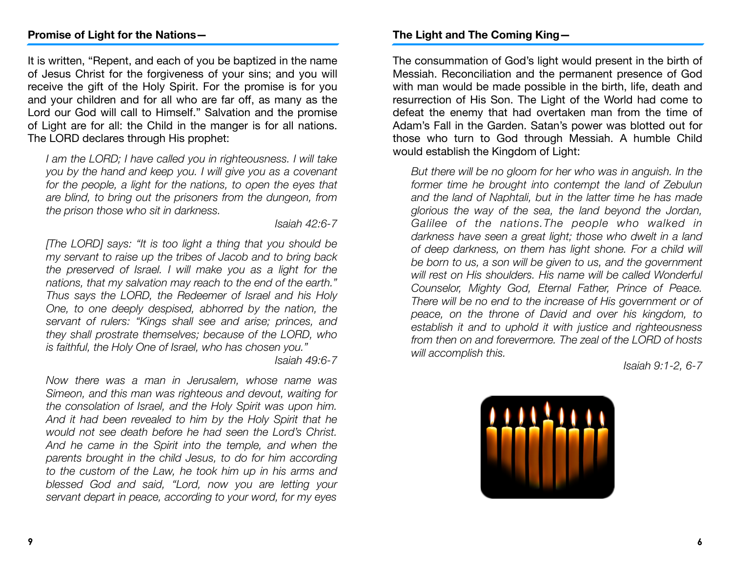## Promise of Light for the Nations—

It is written, "Repent, and each of you be baptized in the name of Jesus Christ for the forgiveness of your sins; and you will receive the gift of the Holy Spirit. For the promise is for you and your children and for all who are far off, as many as the Lord our God will call to Himself." Salvation and the promise of Light are for all: the Child in the manger is for all nations. The LORD declares through His prophet:

> *I am the LORD; I have called you in righteousness. I will take you by the hand and keep you. I will give you as a covenant for the people, a light for the nations, to open the eyes that are blind, to bring out the prisoners from the dungeon, from the prison those who sit in darkness.*
>
> *Isaiah 42:6-7*

> *[The LORD] says: "It is too light a thing that you should be my servant to raise up the tribes of Jacob and to bring back the preserved of Israel. I will make you as a light for the nations, that my salvation may reach to the end of the earth." Thus says the LORD, the Redeemer of Israel and his Holy One, to one deeply despised, abhorred by the nation, the servant of rulers: "Kings shall see and arise; princes, and they shall prostrate themselves; because of the LORD, who is faithful, the Holy One of Israel, who has chosen you."*
>
> *Isaiah 49:6-7*

> *Now there was a man in Jerusalem, whose name was Simeon, and this man was righteous and devout, waiting for the consolation of Israel, and the Holy Spirit was upon him. And it had been revealed to him by the Holy Spirit that he would not see death before he had seen the Lord's Christ. And he came in the Spirit into the temple, and when the parents brought in the child Jesus, to do for him according to the custom of the Law, he took him up in his arms and blessed God and said, "Lord, now you are letting your servant depart in peace, according to your word, for my eyes*

## The Light and The Coming King—

The consummation of God's light would present in the birth of Messiah. Reconciliation and the permanent presence of God with man would be made possible in the birth, life, death and resurrection of His Son. The Light of the World had come to defeat the enemy that had overtaken man from the time of Adam's Fall in the Garden. Satan's power was blotted out for those who turn to God through Messiah. A humble Child would establish the Kingdom of Light:

> *But there will be no gloom for her who was in anguish. In the former time he brought into contempt the land of Zebulun and the land of Naphtali, but in the latter time he has made glorious the way of the sea, the land beyond the Jordan, Galilee of the nations.The people who walked in darkness have seen a great light; those who dwelt in a land of deep darkness, on them has light shone. For a child will be born to us, a son will be given to us, and the government will rest on His shoulders. His name will be called Wonderful Counselor, Mighty God, Eternal Father, Prince of Peace. There will be no end to the increase of His government or of peace, on the throne of David and over his kingdom, to establish it and to uphold it with justice and righteousness from then on and forevermore. The zeal of the LORD of hosts will accomplish this.*
>
> *Isaiah 9:1-2, 6-7*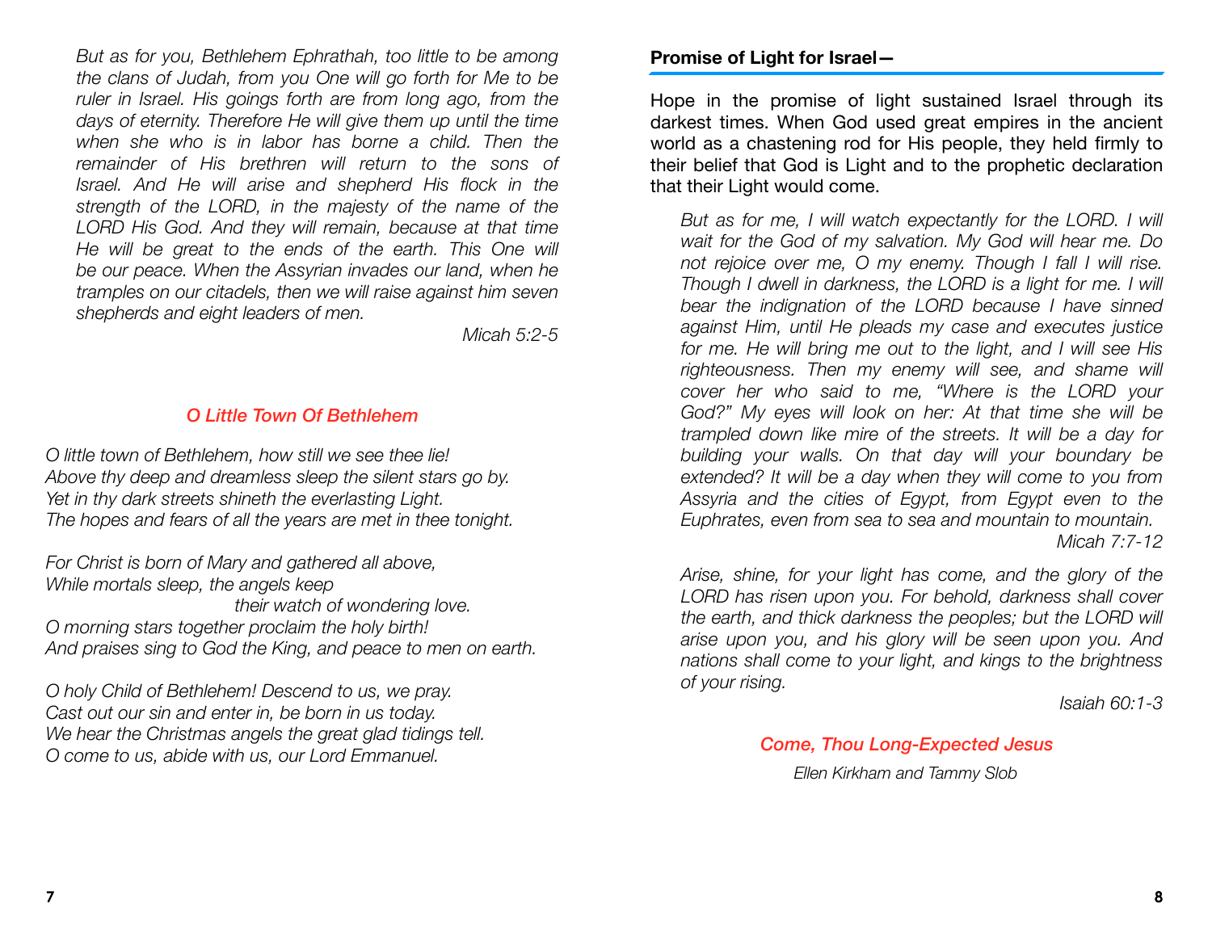*But as for you, Bethlehem Ephrathah, too little to be among the clans of Judah, from you One will go forth for Me to be ruler in Israel. His goings forth are from long ago, from the days of eternity. Therefore He will give them up until the time when she who is in labor has borne a child. Then the remainder of His brethren will return to the sons of Israel. And He will arise and shepherd His flock in the strength of the LORD, in the majesty of the name of the LORD His God. And they will remain, because at that time He will be great to the ends of the earth. This One will be our peace. When the Assyrian invades our land, when he tramples on our citadels, then we will raise against him seven shepherds and eight leaders of men.*

*Micah 5:2-5*

### *O Little Town Of Bethlehem*

*O little town of Bethlehem, how still we see thee lie!*
*Above thy deep and dreamless sleep the silent stars go by.*
*Yet in thy dark streets shineth the everlasting Light.*
*The hopes and fears of all the years are met in thee tonight.*

*For Christ is born of Mary and gathered all above,*
*While mortals sleep, the angels keep*
*their watch of wondering love.*
*O morning stars together proclaim the holy birth!*
*And praises sing to God the King, and peace to men on earth.*

*O holy Child of Bethlehem! Descend to us, we pray.*
*Cast out our sin and enter in, be born in us today.*
*We hear the Christmas angels the great glad tidings tell.*
*O come to us, abide with us, our Lord Emmanuel.*

## Promise of Light for Israel—

Hope in the promise of light sustained Israel through its darkest times. When God used great empires in the ancient world as a chastening rod for His people, they held firmly to their belief that God is Light and to the prophetic declaration that their Light would come.

*But as for me, I will watch expectantly for the LORD. I will wait for the God of my salvation. My God will hear me. Do not rejoice over me, O my enemy. Though I fall I will rise. Though I dwell in darkness, the LORD is a light for me. I will bear the indignation of the LORD because I have sinned against Him, until He pleads my case and executes justice for me. He will bring me out to the light, and I will see His righteousness. Then my enemy will see, and shame will cover her who said to me, "Where is the LORD your God?" My eyes will look on her: At that time she will be trampled down like mire of the streets. It will be a day for building your walls. On that day will your boundary be extended? It will be a day when they will come to you from Assyria and the cities of Egypt, from Egypt even to the Euphrates, even from sea to sea and mountain to mountain.*

*Micah 7:7-12*

*Arise, shine, for your light has come, and the glory of the LORD has risen upon you. For behold, darkness shall cover the earth, and thick darkness the peoples; but the LORD will arise upon you, and his glory will be seen upon you. And nations shall come to your light, and kings to the brightness of your rising.*

*Isaiah 60:1-3*

### *Come, Thou Long-Expected Jesus*

*Ellen Kirkham and Tammy Slob*